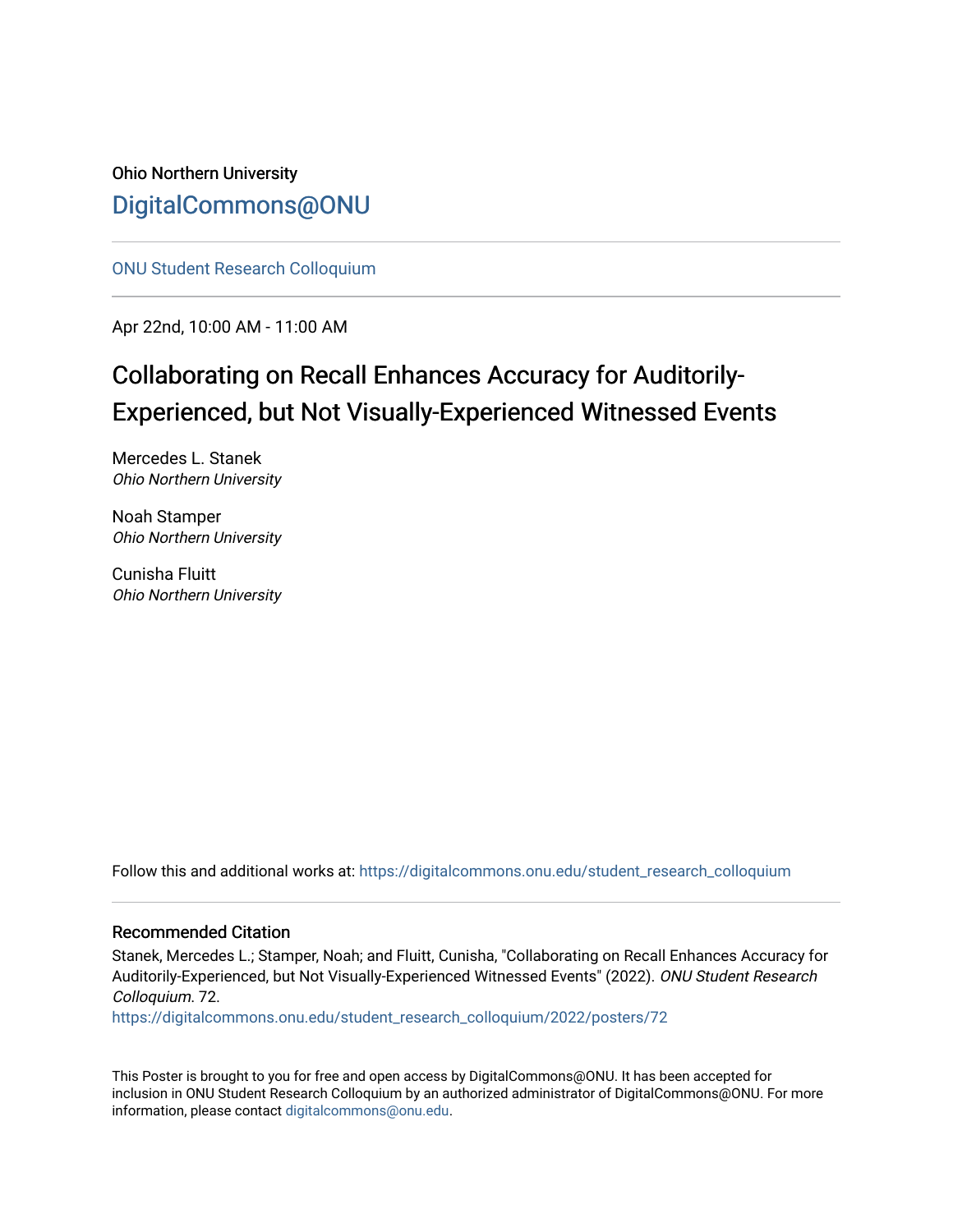Ohio Northern University

# DigitalCommons@ONU

ONU Student Research Colloquium

Apr 22nd, 10:00 AM - 11:00 AM

## Collaborating on Recall Enhances Accuracy for Auditorily-Experienced, but Not Visually-Experienced Witnessed Events

Mercedes L. Stanek
*Ohio Northern University*

Noah Stamper
*Ohio Northern University*

Cunisha Fluitt
*Ohio Northern University*

Follow this and additional works at: https://digitalcommons.onu.edu/student_research_colloquium

### Recommended Citation

Stanek, Mercedes L.; Stamper, Noah; and Fluitt, Cunisha, "Collaborating on Recall Enhances Accuracy for Auditorily-Experienced, but Not Visually-Experienced Witnessed Events" (2022). *ONU Student Research Colloquium*. 72.
https://digitalcommons.onu.edu/student_research_colloquium/2022/posters/72

This Poster is brought to you for free and open access by DigitalCommons@ONU. It has been accepted for inclusion in ONU Student Research Colloquium by an authorized administrator of DigitalCommons@ONU. For more information, please contact digitalcommons@onu.edu.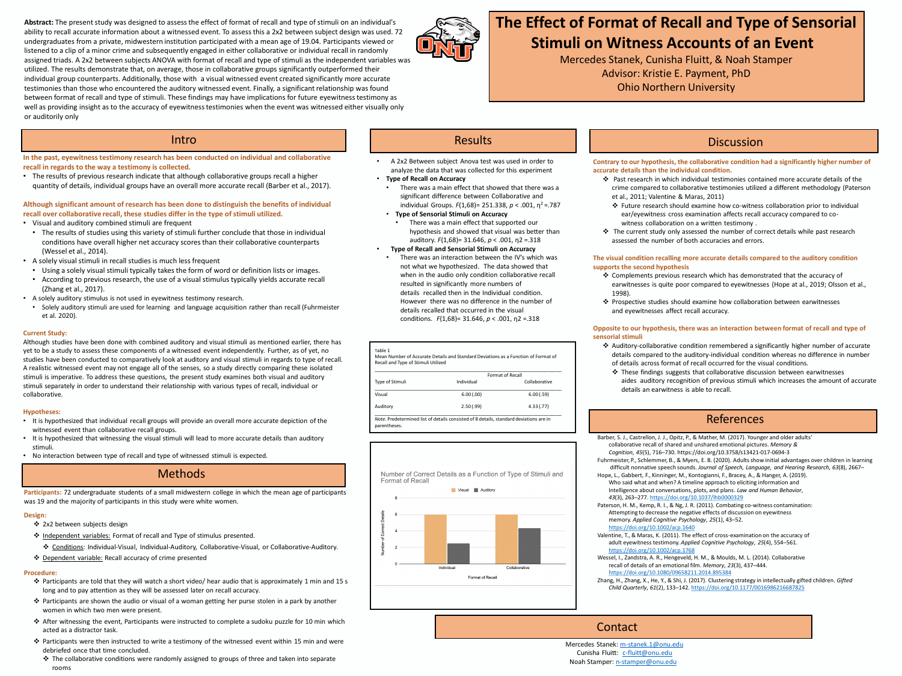**Abstract:** The present study was designed to assess the effect of format of recall and type of stimuli on an individual's ability to recall accurate information about a witnessed event. To assess this a 2x2 between subject design was used. 72 undergraduates from a private, midwestern institution participated with a mean age of 19.04. Participants viewed or listened to a clip of a minor crime and subsequently engaged in either collaborative or individual recall in randomly assigned triads. A 2x2 between subjects ANOVA with format of recall and type of stimuli as the independent variables was utilized. The results demonstrate that, on average, those in collaborative groups significantly outperformed their individual group counterparts. Additionally, those with a visual witnessed event created significantly more accurate testimonies than those who encountered the auditory witnessed event. Finally, a significant relationship was found between format of recall and type of stimuli. These findings may have implications for future eyewitness testimony as well as providing insight as to the accuracy of eyewitness testimonies when the event was witnessed either visually only or auditorily only

# The Effect of Format of Recall and Type of Sensorial Stimuli on Witness Accounts of an Event

Mercedes Stanek, Cunisha Fluitt, & Noah Stamper
Advisor: Kristie E. Payment, PhD
Ohio Northern University

## Intro

**In the past, eyewitness testimony research has been conducted on individual and collaborative recall in regards to the way a testimony is collected.**

- The results of previous research indicate that although collaborative groups recall a higher quantity of details, individual groups have an overall more accurate recall (Barber et al., 2017).

**Although significant amount of research has been done to distinguish the benefits of individual recall over collaborative recall, these studies differ in the type of stimuli utilized.**

- Visual and auditory combined stimuli are frequent
  - The results of studies using this variety of stimuli further conclude that those in individual conditions have overall higher net accuracy scores than their collaborative counterparts (Wessel et al., 2014).
- A solely visual stimuli in recall studies is much less frequent
  - Using a solely visual stimuli typically takes the form of word or definition lists or images.
  - According to previous research, the use of a visual stimulus typically yields accurate recall (Zhang et al., 2017).
- A solely auditory stimulus is not used in eyewitness testimony research.
  - Solely auditory stimuli are used for learning and language acquisition rather than recall (Fuhrmeister et al. 2020).

**Current Study:**

Although studies have been done with combined auditory and visual stimuli as mentioned earlier, there has yet to be a study to assess these components of a witnessed event independently. Further, as of yet, no studies have been conducted to comparatively look at auditory and visual stimuli in regards to type of recall. A realistic witnessed event may not engage all of the senses, so a study directly comparing these isolated stimuli is imperative. To address these questions, the present study examines both visual and auditory stimuli separately in order to understand their relationship with various types of recall, individual or collaborative.

**Hypotheses:**

- It is hypothesized that individual recall groups will provide an overall more accurate depiction of the witnessed event than collaborative recall groups.
- It is hypothesized that witnessing the visual stimuli will lead to more accurate details than auditory stimuli.
- No interaction between type of recall and type of witnessed stimuli is expected.

## Methods

**Participants:** 72 undergraduate students of a small midwestern college in which the mean age of participants was 19 and the majority of participants in this study were white women.

**Design:**

- 2x2 between subjects design
- Independent variables: Format of recall and Type of stimulus presented.
  - Conditions: Individual-Visual, Individual-Auditory, Collaborative-Visual, or Collaborative-Auditory.
- Dependent variable: Recall accuracy of crime presented

**Procedure:**

- Participants are told that they will watch a short video/ hear audio that is approximately 1 min and 15 s long and to pay attention as they will be assessed later on recall accuracy.
- Participants are shown the audio or visual of a woman getting her purse stolen in a park by another women in which two men were present.
- After witnessing the event, Participants were instructed to complete a sudoku puzzle for 10 min which acted as a distractor task.
- Participants were then instructed to write a testimony of the witnessed event within 15 min and were debriefed once that time concluded.
  - The collaborative conditions were randomly assigned to groups of three and taken into separate rooms

## Results

- A 2x2 Between subject Anova test was used in order to analyze the data that was collected for this experiment
- **Type of Recall on Accuracy**
  - There was a main effect that showed that there was a significant difference between Collaborative and individual Groups. $F(1,68)= 251.338$, $p < .001$, $\eta^2 =.787$
- **Type of Sensorial Stimuli on Accuracy**
  - There was a main effect that supported our hypothesis and showed that visual was better than auditory. $F(1,68)= 31.646$, $p < .001$, $\eta2 =.318$
- **Type of Recall and Sensorial Stimuli on Accuracy**
  - There was an interaction between the IV's which was not what we hypothesized. The data showed that when in the audio only condition collaborative recall resulted in significantly more numbers of details recalled then in the Individual condition. However there was no difference in the number of details recalled that occurred in the visual conditions. $F(1,68)= 31.646$, $p < .001$, $\eta2 =.318$

Table 1
Mean Number of Accurate Details and Standard Deviations as a Function of Format of Recall and Type of Stimuli Utilized

| | Format of Recall | |
|---|---|---|
| Type of Stimuli | Individual | Collaborative |
| Visual | 6.00 (.00) | 6.00 (.59) |
| Auditory | 2.50 (.99) | 4.33 (.77) |

*Note*. Predetermined list of details consisted of 8 details, standard deviations are in parentheses.

Number of Correct Details as a Function of Type of Stimuli and Format of Recall
Visual
Auditory
Number of Correct Details
0
2
4
6
8
Individual
Collaborative
Format of Recall

## Discussion

**Contrary to our hypothesis, the collaborative condition had a significantly higher number of accurate details than the individual condition.**

- Past research in which individual testimonies contained more accurate details of the crime compared to collaborative testimonies utilized a different methodology (Paterson et al., 2011; Valentine & Maras, 2011)
  - Future research should examine how co-witness collaboration prior to individual ear/eyewitness cross examination affects recall accuracy compared to co-witness collaboration on a written testimony .
- The current study only assessed the number of correct details while past research assessed the number of both accuracies and errors.

**The visual condition recalling more accurate details compared to the auditory condition supports the second hypothesis**

- Complements previous research which has demonstrated that the accuracy of earwitnesses is quite poor compared to eyewitnesses (Hope at al., 2019; Olsson et al., 1998).
- Prospective studies should examine how collaboration between earwitnesses and eyewitnesses affect recall accuracy.

**Opposite to our hypothesis, there was an interaction between format of recall and type of sensorial stimuli**

- Auditory-collaborative condition remembered a significantly higher number of accurate details compared to the auditory-individual condition whereas no difference in number of details across format of recall occurred for the visual conditions.
  - These findings suggests that collaborative discussion between earwitnesses aides auditory recognition of previous stimuli which increases the amount of accurate details an earwitness is able to recall.

## References

Barber, S. J., Castrellon, J. J., Opitz, P., & Mather, M. (2017). Younger and older adults' collaborative recall of shared and unshared emotional pictures. *Memory & Cognition*, *45*(5), 716–730. https://doi.org/10.3758/s13421-017-0694-3

Fuhrmeister, P., Schlemmer, B., & Myers, E. B. (2020). Adults show initial advantages over children in learning difficult nonnative speech sounds. *Journal of Speech, Language, and Hearing Research*, *63*(8), 2667–

Hope, L., Gabbert, F., Kinninger, M., Kontogianni, F., Bracey, A., & Hanger, A. (2019). Who said what and when? A timeline approach to eliciting information and Intelligence about conversations, plots, and plans. *Law and Human Behavior*, *43*(3), 263–277. https://doi.org/10.1037/lhb0000329

Paterson, H. M., Kemp, R. I., & Ng, J. R. (2011). Combating co-witness contamination: Attempting to decrease the negative effects of discussion on eyewitness memory. *Applied Cognitive Psychology*, *25*(1), 43–52. https://doi.org/10.1002/acp.1640

Valentine, T., & Maras, K. (2011). The effect of cross-examination on the accuracy of adult eyewitness testimony. *Applied Cognitive Psychology*, *25*(4), 554–561. https://doi.org/10.1002/acp.1768

Wessel, I., Zandstra, A. R., Hengeveld, H. M., & Moulds, M. L. (2014). Collaborative recall of details of an emotional film. *Memory*, *23*(3), 437–444. https://doi.org/10.1080/09658211.2014.895384

Zhang, H., Zhang, X., He, Y., & Shi, J. (2017). Clustering strategy in intellectually gifted children. *Gifted Child Quarterly*, *61*(2), 133–142. https://doi.org/10.1177/0016986216687825

## Contact

Mercedes Stanek: m-stanek.1@onu.edu
Cunisha Fluitt: c-fluitt@onu.edu
Noah Stamper: n-stamper@onu.edu